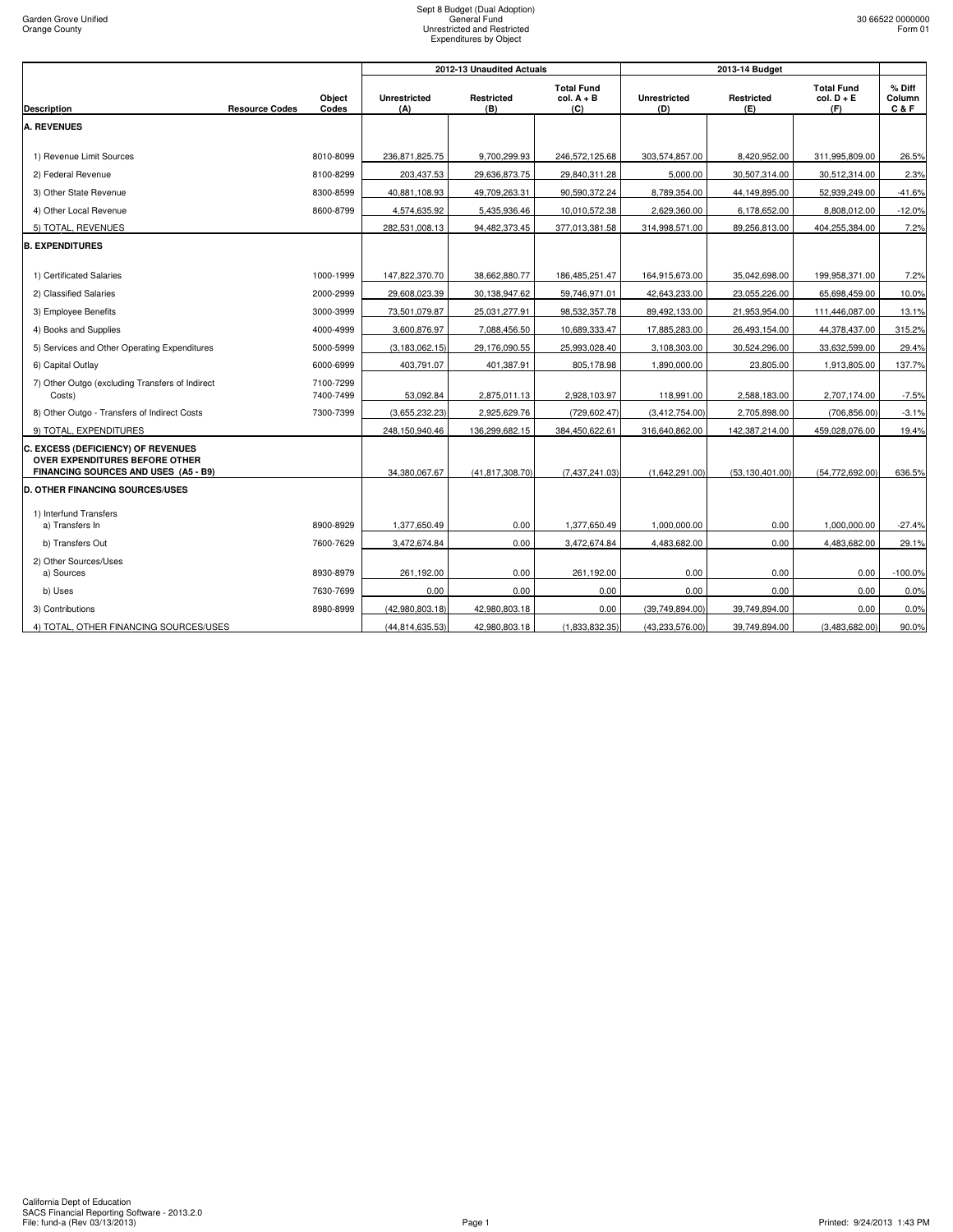Garden Grove Unified
Orange County

Sept 8 Budget (Dual Adoption)
General Fund
Unrestricted and Restricted
Expenditures by Object

30 66522 0000000
Form 01

| Description | Resource Codes | Object Codes | 2012-13 Unaudited Actuals Unrestricted (A) | Restricted (B) | Total Fund col. A + B (C) | 2013-14 Budget Unrestricted (D) | Restricted (E) | Total Fund col. D + E (F) | % Diff Column C & F |
|---|---|---|---|---|---|---|---|---|---|
| **A. REVENUES** | | | | | | | | | |
| 1) Revenue Limit Sources | | 8010-8099 | 236,871,825.75 | 9,700,299.93 | 246,572,125.68 | 303,574,857.00 | 8,420,952.00 | 311,995,809.00 | 26.5% |
| 2) Federal Revenue | | 8100-8299 | 203,437.53 | 29,636,873.75 | 29,840,311.28 | 5,000.00 | 30,507,314.00 | 30,512,314.00 | 2.3% |
| 3) Other State Revenue | | 8300-8599 | 40,881,108.93 | 49,709,263.31 | 90,590,372.24 | 8,789,354.00 | 44,149,895.00 | 52,939,249.00 | -41.6% |
| 4) Other Local Revenue | | 8600-8799 | 4,574,635.92 | 5,435,936.46 | 10,010,572.38 | 2,629,360.00 | 6,178,652.00 | 8,808,012.00 | -12.0% |
| 5) TOTAL, REVENUES | | | 282,531,008.13 | 94,482,373.45 | 377,013,381.58 | 314,998,571.00 | 89,256,813.00 | 404,255,384.00 | 7.2% |
| **B. EXPENDITURES** | | | | | | | | | |
| 1) Certificated Salaries | | 1000-1999 | 147,822,370.70 | 38,662,880.77 | 186,485,251.47 | 164,915,673.00 | 35,042,698.00 | 199,958,371.00 | 7.2% |
| 2) Classified Salaries | | 2000-2999 | 29,608,023.39 | 30,138,947.62 | 59,746,971.01 | 42,643,233.00 | 23,055,226.00 | 65,698,459.00 | 10.0% |
| 3) Employee Benefits | | 3000-3999 | 73,501,079.87 | 25,031,277.91 | 98,532,357.78 | 89,492,133.00 | 21,953,954.00 | 111,446,087.00 | 13.1% |
| 4) Books and Supplies | | 4000-4999 | 3,600,876.97 | 7,088,456.50 | 10,689,333.47 | 17,885,283.00 | 26,493,154.00 | 44,378,437.00 | 315.2% |
| 5) Services and Other Operating Expenditures | | 5000-5999 | (3,183,062.15) | 29,176,090.55 | 25,993,028.40 | 3,108,303.00 | 30,524,296.00 | 33,632,599.00 | 29.4% |
| 6) Capital Outlay | | 6000-6999 | 403,791.07 | 401,387.91 | 805,178.98 | 1,890,000.00 | 23,805.00 | 1,913,805.00 | 137.7% |
| 7) Other Outgo (excluding Transfers of Indirect Costs) | | 7100-7299 7400-7499 | 53,092.84 | 2,875,011.13 | 2,928,103.97 | 118,991.00 | 2,588,183.00 | 2,707,174.00 | -7.5% |
| 8) Other Outgo - Transfers of Indirect Costs | | 7300-7399 | (3,655,232.23) | 2,925,629.76 | (729,602.47) | (3,412,754.00) | 2,705,898.00 | (706,856.00) | -3.1% |
| 9) TOTAL, EXPENDITURES | | | 248,150,940.46 | 136,299,682.15 | 384,450,622.61 | 316,640,862.00 | 142,387,214.00 | 459,028,076.00 | 19.4% |
| **C. EXCESS (DEFICIENCY) OF REVENUES OVER EXPENDITURES BEFORE OTHER FINANCING SOURCES AND USES (A5 - B9)** | | | 34,380,067.67 | (41,817,308.70) | (7,437,241.03) | (1,642,291.00) | (53,130,401.00) | (54,772,692.00) | 636.5% |
| **D. OTHER FINANCING SOURCES/USES** | | | | | | | | | |
| 1) Interfund Transfers a) Transfers In | | 8900-8929 | 1,377,650.49 | 0.00 | 1,377,650.49 | 1,000,000.00 | 0.00 | 1,000,000.00 | -27.4% |
| b) Transfers Out | | 7600-7629 | 3,472,674.84 | 0.00 | 3,472,674.84 | 4,483,682.00 | 0.00 | 4,483,682.00 | 29.1% |
| 2) Other Sources/Uses a) Sources | | 8930-8979 | 261,192.00 | 0.00 | 261,192.00 | 0.00 | 0.00 | 0.00 | -100.0% |
| b) Uses | | 7630-7699 | 0.00 | 0.00 | 0.00 | 0.00 | 0.00 | 0.00 | 0.0% |
| 3) Contributions | | 8980-8999 | (42,980,803.18) | 42,980,803.18 | 0.00 | (39,749,894.00) | 39,749,894.00 | 0.00 | 0.0% |
| 4) TOTAL, OTHER FINANCING SOURCES/USES | | | (44,814,635.53) | 42,980,803.18 | (1,833,832.35) | (43,233,576.00) | 39,749,894.00 | (3,483,682.00) | 90.0% |

California Dept of Education
SACS Financial Reporting Software - 2013.2.0
File: fund-a (Rev 03/13/2013)

Printed: 9/24/2013 1:43 PM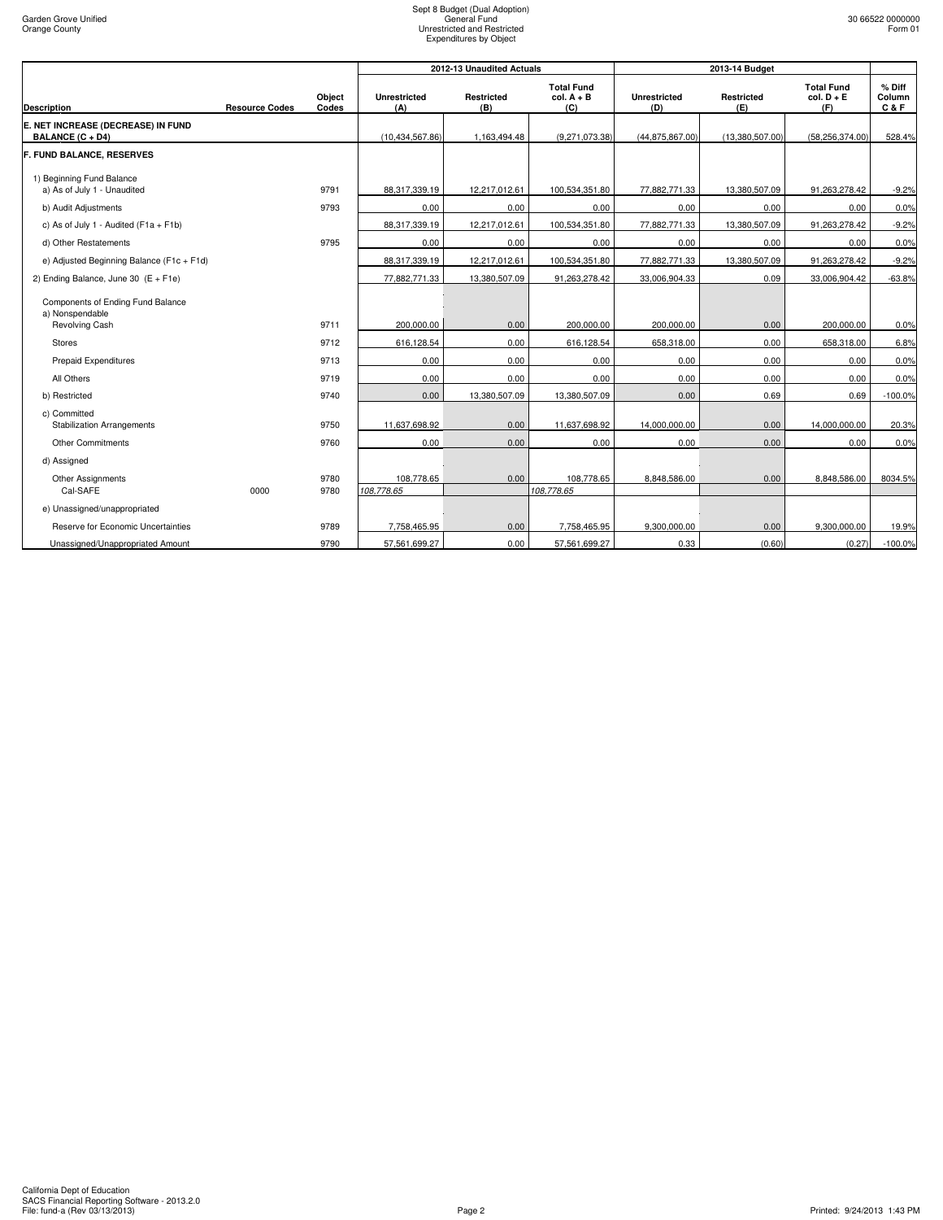Garden Grove Unified
Orange County

Sept 8 Budget (Dual Adoption)
General Fund
Unrestricted and Restricted
Expenditures by Object

30 66522 0000000
Form 01

| | | | 2012-13 Unaudited Actuals | | | 2013-14 Budget | | | |
|---|---|---|---|---|---|---|---|---|---|
| Description | Resource Codes | Object Codes | Unrestricted (A) | Restricted (B) | Total Fund col. A + B (C) | Unrestricted (D) | Restricted (E) | Total Fund col. D + E (F) | % Diff Column C & F |
| **E. NET INCREASE (DECREASE) IN FUND BALANCE (C + D4)** | | | (10,434,567.86) | 1,163,494.48 | (9,271,073.38) | (44,875,867.00) | (13,380,507.00) | (58,256,374.00) | 528.4% |
| **F. FUND BALANCE, RESERVES** | | | | | | | | | |
| 1) Beginning Fund Balance | | | | | | | | | |
| a) As of July 1 - Unaudited | | 9791 | 88,317,339.19 | 12,217,012.61 | 100,534,351.80 | 77,882,771.33 | 13,380,507.09 | 91,263,278.42 | -9.2% |
| b) Audit Adjustments | | 9793 | 0.00 | 0.00 | 0.00 | 0.00 | 0.00 | 0.00 | 0.0% |
| c) As of July 1 - Audited (F1a + F1b) | | | 88,317,339.19 | 12,217,012.61 | 100,534,351.80 | 77,882,771.33 | 13,380,507.09 | 91,263,278.42 | -9.2% |
| d) Other Restatements | | 9795 | 0.00 | 0.00 | 0.00 | 0.00 | 0.00 | 0.00 | 0.0% |
| e) Adjusted Beginning Balance (F1c + F1d) | | | 88,317,339.19 | 12,217,012.61 | 100,534,351.80 | 77,882,771.33 | 13,380,507.09 | 91,263,278.42 | -9.2% |
| 2) Ending Balance, June 30 (E + F1e) | | | 77,882,771.33 | 13,380,507.09 | 91,263,278.42 | 33,006,904.33 | 0.09 | 33,006,904.42 | -63.8% |
| Components of Ending Fund Balance | | | | | | | | | |
| a) Nonspendable | | | | | | | | | |
| Revolving Cash | | 9711 | 200,000.00 | 0.00 | 200,000.00 | 200,000.00 | 0.00 | 200,000.00 | 0.0% |
| Stores | | 9712 | 616,128.54 | 0.00 | 616,128.54 | 658,318.00 | 0.00 | 658,318.00 | 6.8% |
| Prepaid Expenditures | | 9713 | 0.00 | 0.00 | 0.00 | 0.00 | 0.00 | 0.00 | 0.0% |
| All Others | | 9719 | 0.00 | 0.00 | 0.00 | 0.00 | 0.00 | 0.00 | 0.0% |
| b) Restricted | | 9740 | 0.00 | 13,380,507.09 | 13,380,507.09 | 0.00 | 0.69 | 0.69 | -100.0% |
| c) Committed | | | | | | | | | |
| Stabilization Arrangements | | 9750 | 11,637,698.92 | 0.00 | 11,637,698.92 | 14,000,000.00 | 0.00 | 14,000,000.00 | 20.3% |
| Other Commitments | | 9760 | 0.00 | 0.00 | 0.00 | 0.00 | 0.00 | 0.00 | 0.0% |
| d) Assigned | | | | | | | | | |
| Other Assignments | | 9780 | 108,778.65 | 0.00 | 108,778.65 | 8,848,586.00 | 0.00 | 8,848,586.00 | 8034.5% |
| Cal-SAFE | 0000 | 9780 | *108,778.65* | | *108,778.65* | | | | |
| e) Unassigned/unappropriated | | | | | | | | | |
| Reserve for Economic Uncertainties | | 9789 | 7,758,465.95 | 0.00 | 7,758,465.95 | 9,300,000.00 | 0.00 | 9,300,000.00 | 19.9% |
| Unassigned/Unappropriated Amount | | 9790 | 57,561,699.27 | 0.00 | 57,561,699.27 | 0.33 | (0.60) | (0.27) | -100.0% |

California Dept of Education
SACS Financial Reporting Software - 2013.2.0
File: fund-a (Rev 03/13/2013)

Printed: 9/24/2013 1:43 PM